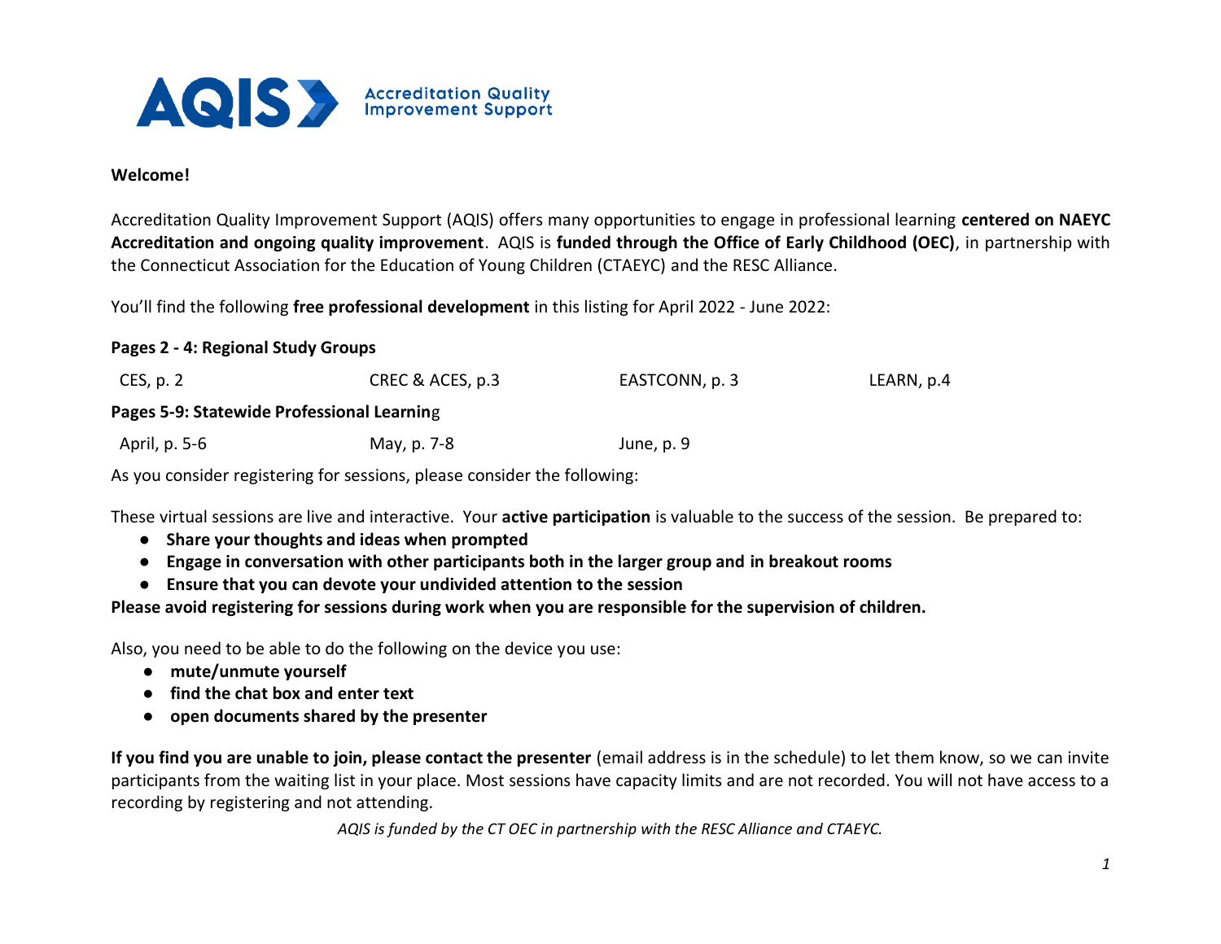**AQIS** Accreditation Quality Improvement Support

**Welcome!**

Accreditation Quality Improvement Support (AQIS) offers many opportunities to engage in professional learning **centered on NAEYC Accreditation and ongoing quality improvement**. AQIS is **funded through the Office of Early Childhood (OEC)**, in partnership with the Connecticut Association for the Education of Young Children (CTAEYC) and the RESC Alliance.

You'll find the following **free professional development** in this listing for April 2022 - June 2022:

**Pages 2 - 4: Regional Study Groups**

| CES, p. 2 | CREC & ACES, p.3 | EASTCONN, p. 3 | LEARN, p.4 |
|---|---|---|---|

**Pages 5-9: Statewide Professional Learning**

| April, p. 5-6 | May, p. 7-8 | June, p. 9 |
|---|---|---|

As you consider registering for sessions, please consider the following:

These virtual sessions are live and interactive. Your **active participation** is valuable to the success of the session. Be prepared to:

- **Share your thoughts and ideas when prompted**
- **Engage in conversation with other participants both in the larger group and in breakout rooms**
- **Ensure that you can devote your undivided attention to the session**

**Please avoid registering for sessions during work when you are responsible for the supervision of children.**

Also, you need to be able to do the following on the device you use:

- **mute/unmute yourself**
- **find the chat box and enter text**
- **open documents shared by the presenter**

**If you find you are unable to join, please contact the presenter** (email address is in the schedule) to let them know, so we can invite participants from the waiting list in your place. Most sessions have capacity limits and are not recorded. You will not have access to a recording by registering and not attending.

*AQIS is funded by the CT OEC in partnership with the RESC Alliance and CTAEYC.*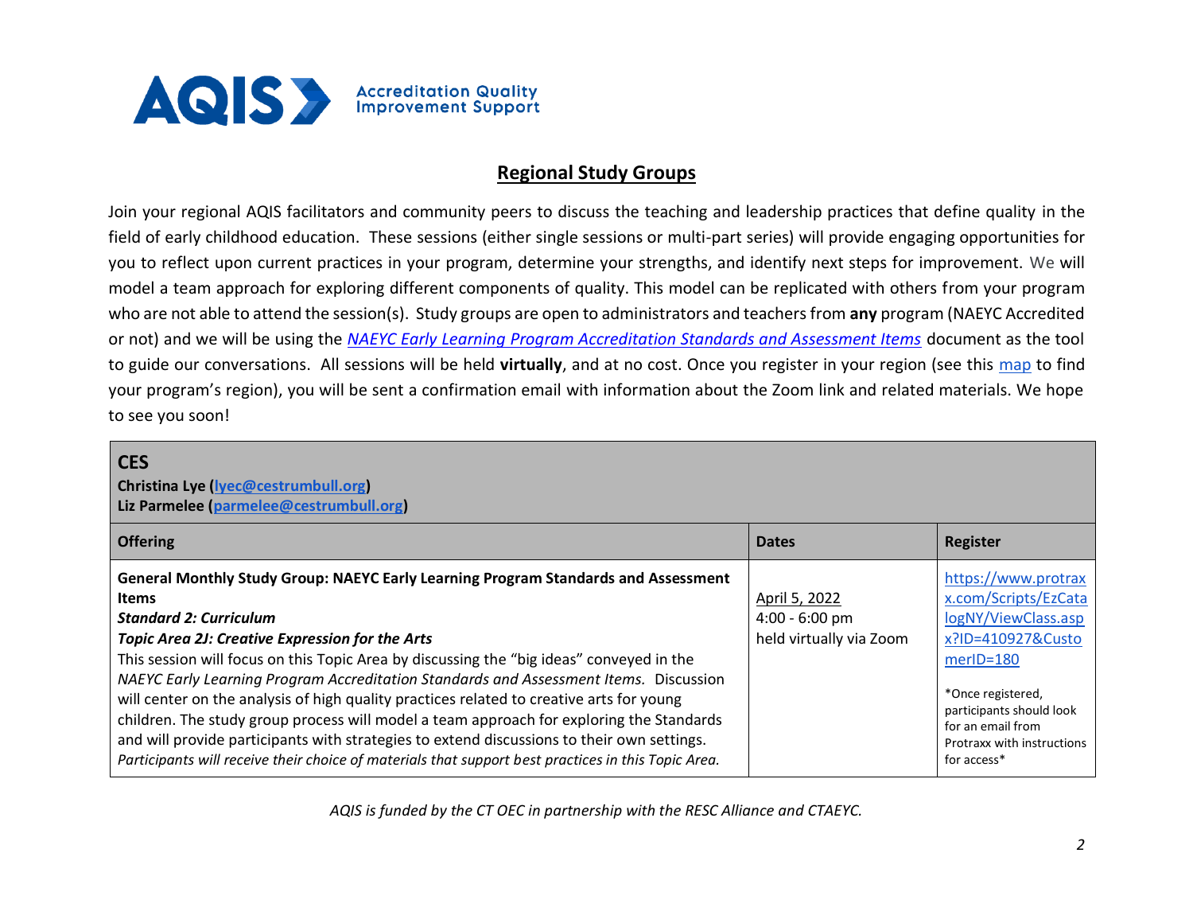AQIS Accreditation Quality Improvement Support

## Regional Study Groups

Join your regional AQIS facilitators and community peers to discuss the teaching and leadership practices that define quality in the field of early childhood education. These sessions (either single sessions or multi-part series) will provide engaging opportunities for you to reflect upon current practices in your program, determine your strengths, and identify next steps for improvement. We will model a team approach for exploring different components of quality. This model can be replicated with others from your program who are not able to attend the session(s). Study groups are open to administrators and teachers from **any** program (NAEYC Accredited or not) and we will be using the *NAEYC Early Learning Program Accreditation Standards and Assessment Items* document as the tool to guide our conversations. All sessions will be held **virtually**, and at no cost. Once you register in your region (see this map to find your program's region), you will be sent a confirmation email with information about the Zoom link and related materials. We hope to see you soon!

| **CES**<br>**Christina Lye (lyec@cestrumbull.org)**<br>**Liz Parmelee (parmelee@cestrumbull.org)** | | |
|---|---|---|
| **Offering** | **Dates** | **Register** |
| **General Monthly Study Group: NAEYC Early Learning Program Standards and Assessment Items**<br>***Standard 2: Curriculum***<br>***Topic Area 2J: Creative Expression for the Arts***<br>This session will focus on this Topic Area by discussing the "big ideas" conveyed in the *NAEYC Early Learning Program Accreditation Standards and Assessment Items.* Discussion will center on the analysis of high quality practices related to creative arts for young children. The study group process will model a team approach for exploring the Standards and will provide participants with strategies to extend discussions to their own settings. *Participants will receive their choice of materials that support best practices in this Topic Area.* | April 5, 2022<br>4:00 - 6:00 pm<br>held virtually via Zoom | https://www.protraxx.com/Scripts/EzCatalogNY/ViewClass.aspx?ID=410927&CustomerID=180<br><br>*Once registered, participants should look for an email from Protraxx with instructions for access* |

*AQIS is funded by the CT OEC in partnership with the RESC Alliance and CTAEYC.*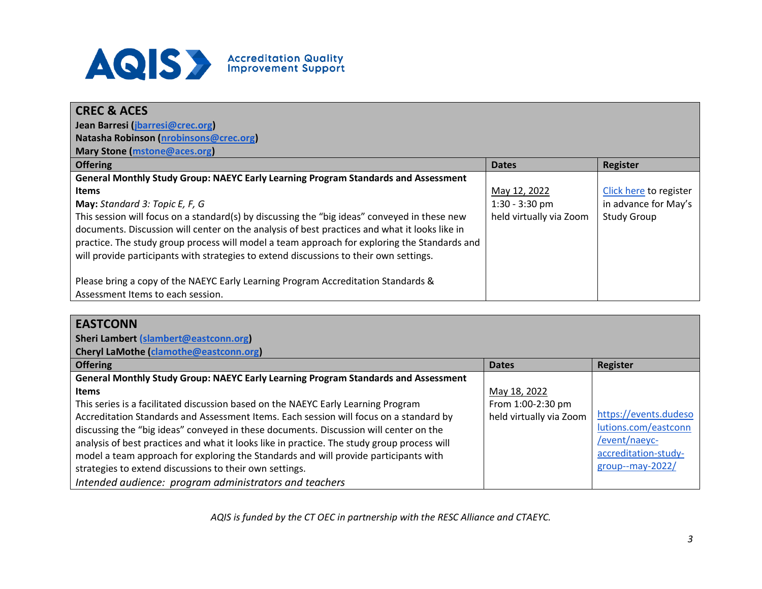AQIS Accreditation Quality Improvement Support

| **CREC & ACES**<br>**Jean Barresi (jbarresi@crec.org)**<br>**Natasha Robinson (nrobinsons@crec.org)**<br>**Mary Stone (mstone@aces.org)** | | |
|---|---|---|
| **Offering** | **Dates** | **Register** |
| **General Monthly Study Group: NAEYC Early Learning Program Standards and Assessment Items**<br>**May:** *Standard 3: Topic E, F, G*<br>This session will focus on a standard(s) by discussing the "big ideas" conveyed in these new documents. Discussion will center on the analysis of best practices and what it looks like in practice. The study group process will model a team approach for exploring the Standards and will provide participants with strategies to extend discussions to their own settings.<br><br>Please bring a copy of the NAEYC Early Learning Program Accreditation Standards & Assessment Items to each session. | May 12, 2022<br>1:30 - 3:30 pm<br>held virtually via Zoom | Click here to register in advance for May's Study Group |

| **EASTCONN**<br>**Sheri Lambert (slambert@eastconn.org)**<br>**Cheryl LaMothe (clamothe@eastconn.org)** | | |
|---|---|---|
| **Offering** | **Dates** | **Register** |
| **General Monthly Study Group: NAEYC Early Learning Program Standards and Assessment Items**<br>This series is a facilitated discussion based on the NAEYC Early Learning Program Accreditation Standards and Assessment Items. Each session will focus on a standard by discussing the "big ideas" conveyed in these documents. Discussion will center on the analysis of best practices and what it looks like in practice. The study group process will model a team approach for exploring the Standards and will provide participants with strategies to extend discussions to their own settings.<br>*Intended audience: program administrators and teachers* | May 18, 2022<br>From 1:00-2:30 pm<br>held virtually via Zoom | https://events.dudesolutions.com/eastconn/event/naeyc-accreditation-study-group--may-2022/ |

*AQIS is funded by the CT OEC in partnership with the RESC Alliance and CTAEYC.*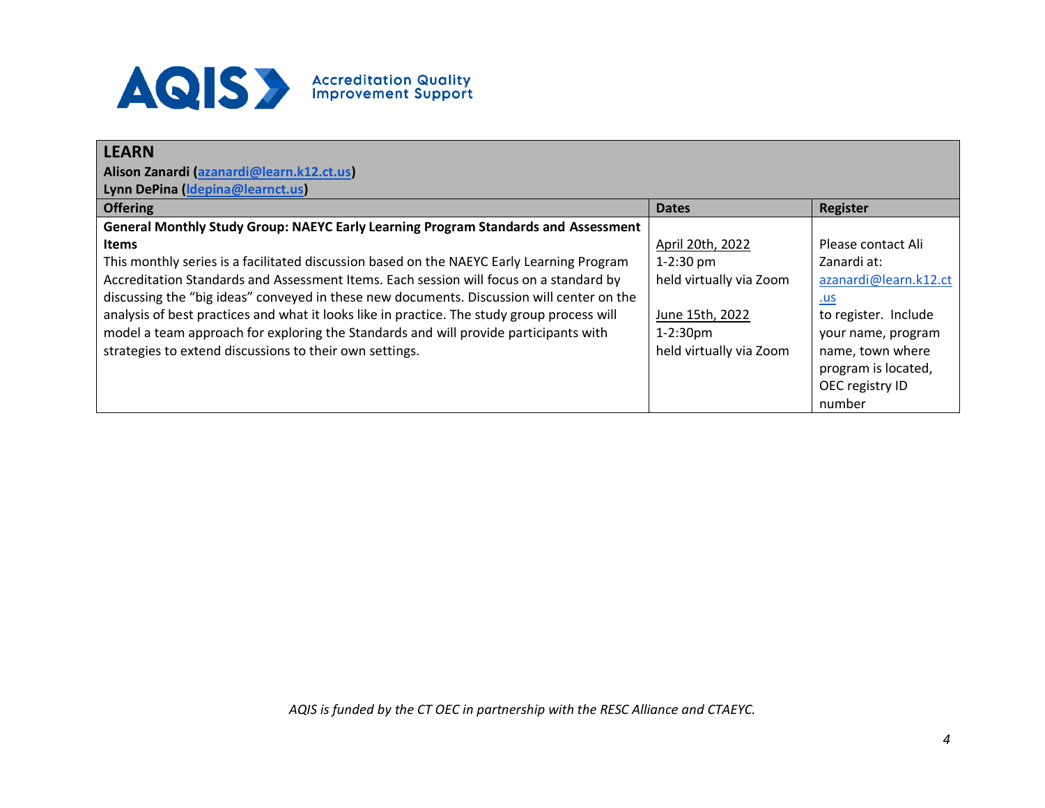AQIS Accreditation Quality Improvement Support

| LEARN<br>Alison Zanardi (azanardi@learn.k12.ct.us)<br>Lynn DePina (ldepina@learnct.us) | | |
|---|---|---|
| **Offering** | **Dates** | **Register** |
| **General Monthly Study Group: NAEYC Early Learning Program Standards and Assessment Items**<br>This monthly series is a facilitated discussion based on the NAEYC Early Learning Program Accreditation Standards and Assessment Items. Each session will focus on a standard by discussing the "big ideas" conveyed in these new documents. Discussion will center on the analysis of best practices and what it looks like in practice. The study group process will model a team approach for exploring the Standards and will provide participants with strategies to extend discussions to their own settings. | April 20th, 2022<br>1-2:30 pm<br>held virtually via Zoom<br><br>June 15th, 2022<br>1-2:30pm<br>held virtually via Zoom | Please contact Ali Zanardi at: azanardi@learn.k12.ct.us to register. Include your name, program name, town where program is located, OEC registry ID number |

*AQIS is funded by the CT OEC in partnership with the RESC Alliance and CTAEYC.*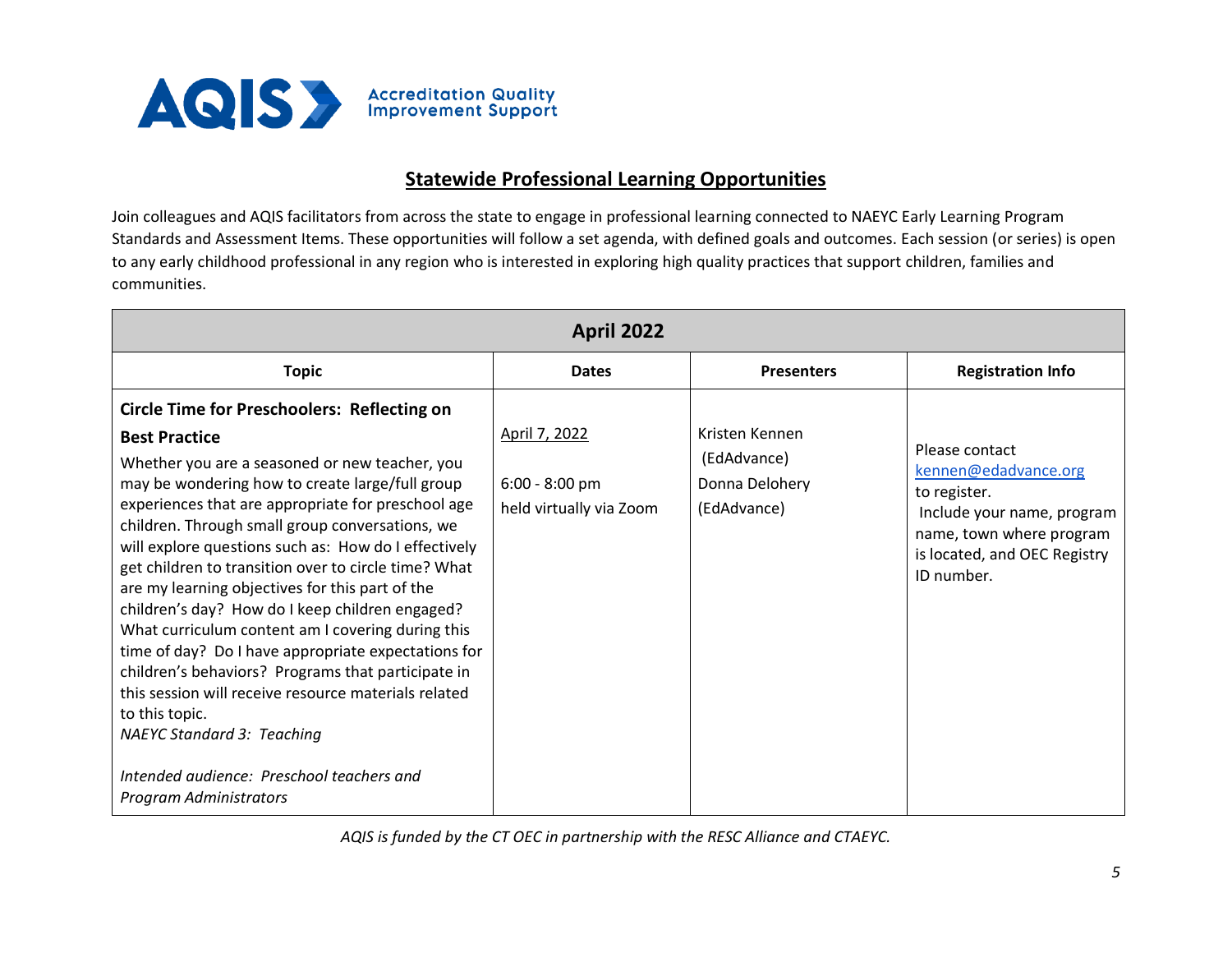AQIS Accreditation Quality Improvement Support

## Statewide Professional Learning Opportunities

Join colleagues and AQIS facilitators from across the state to engage in professional learning connected to NAEYC Early Learning Program Standards and Assessment Items. These opportunities will follow a set agenda, with defined goals and outcomes. Each session (or series) is open to any early childhood professional in any region who is interested in exploring high quality practices that support children, families and communities.

| April 2022 | | | |
| --- | --- | --- | --- |
| **Topic** | **Dates** | **Presenters** | **Registration Info** |
| **Circle Time for Preschoolers: Reflecting on Best Practice**<br>Whether you are a seasoned or new teacher, you may be wondering how to create large/full group experiences that are appropriate for preschool age children. Through small group conversations, we will explore questions such as: How do I effectively get children to transition over to circle time? What are my learning objectives for this part of the children's day? How do I keep children engaged? What curriculum content am I covering during this time of day? Do I have appropriate expectations for children's behaviors? Programs that participate in this session will receive resource materials related to this topic.<br>*NAEYC Standard 3: Teaching*<br><br>*Intended audience: Preschool teachers and Program Administrators* | April 7, 2022<br><br>6:00 - 8:00 pm<br>held virtually via Zoom | Kristen Kennen (EdAdvance)<br>Donna Delohery (EdAdvance) | Please contact kennen@edadvance.org to register.<br>Include your name, program name, town where program is located, and OEC Registry ID number. |

*AQIS is funded by the CT OEC in partnership with the RESC Alliance and CTAEYC.*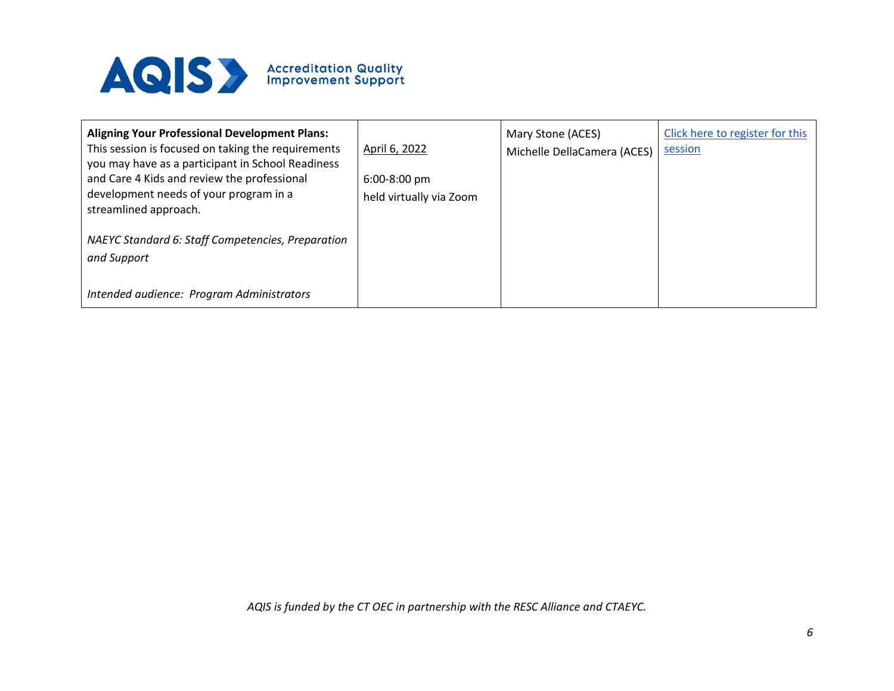| **Aligning Your Professional Development Plans:** This session is focused on taking the requirements you may have as a participant in School Readiness and Care 4 Kids and review the professional development needs of your program in a streamlined approach.<br><br>*NAEYC Standard 6: Staff Competencies, Preparation and Support*<br><br>*Intended audience: Program Administrators* | April 6, 2022<br><br>6:00-8:00 pm<br>held virtually via Zoom | Mary Stone (ACES)<br>Michelle DellaCamera (ACES) | Click here to register for this session |
|---|---|---|---|

*AQIS is funded by the CT OEC in partnership with the RESC Alliance and CTAEYC.*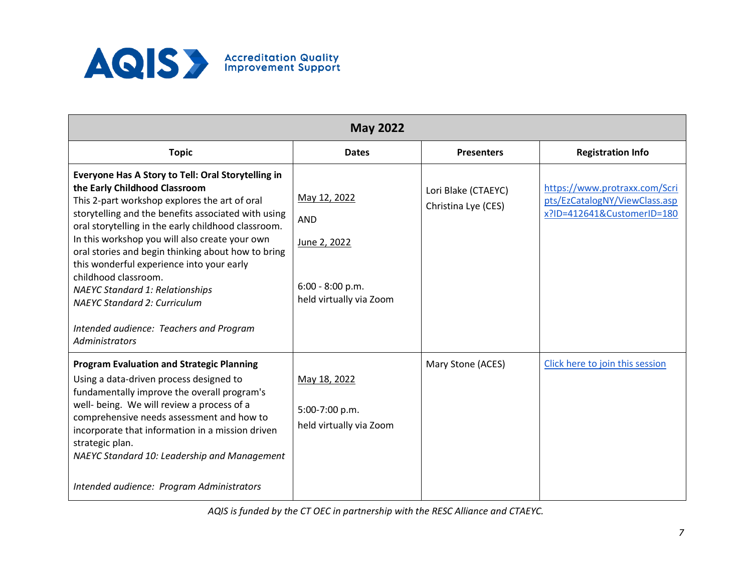**AQIS** Accreditation Quality Improvement Support

| May 2022 | | | |
|---|---|---|---|
| **Topic** | **Dates** | **Presenters** | **Registration Info** |
| **Everyone Has A Story to Tell: Oral Storytelling in the Early Childhood Classroom**<br>This 2-part workshop explores the art of oral storytelling and the benefits associated with using oral storytelling in the early childhood classroom. In this workshop you will also create your own oral stories and begin thinking about how to bring this wonderful experience into your early childhood classroom.<br>*NAEYC Standard 1: Relationships*<br>*NAEYC Standard 2: Curriculum*<br><br>*Intended audience: Teachers and Program Administrators* | May 12, 2022<br>AND<br>June 2, 2022<br><br>6:00 - 8:00 p.m.<br>held virtually via Zoom | Lori Blake (CTAEYC)<br>Christina Lye (CES) | https://www.protraxx.com/Scripts/EzCatalogNY/ViewClass.aspx?ID=412641&CustomerID=180 |
| **Program Evaluation and Strategic Planning**<br>Using a data-driven process designed to fundamentally improve the overall program's well- being. We will review a process of a comprehensive needs assessment and how to incorporate that information in a mission driven strategic plan.<br>*NAEYC Standard 10: Leadership and Management*<br><br>*Intended audience: Program Administrators* | May 18, 2022<br><br>5:00-7:00 p.m.<br>held virtually via Zoom | Mary Stone (ACES) | Click here to join this session |

*AQIS is funded by the CT OEC in partnership with the RESC Alliance and CTAEYC.*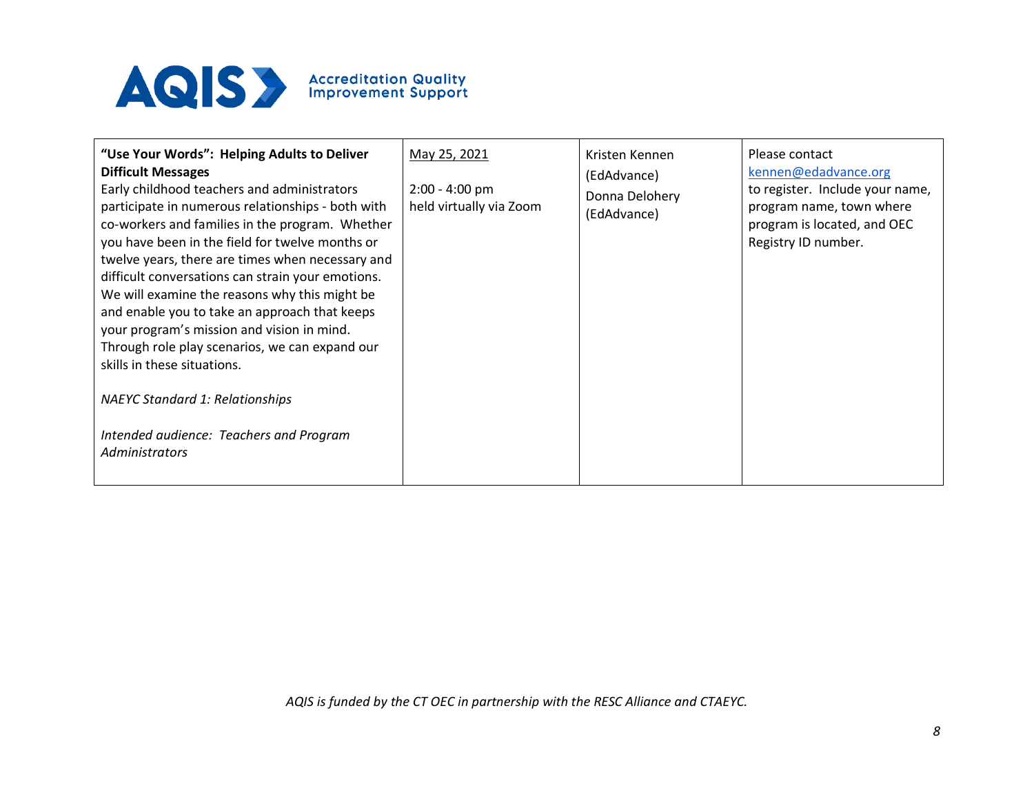| **"Use Your Words": Helping Adults to Deliver Difficult Messages**<br>Early childhood teachers and administrators participate in numerous relationships - both with co-workers and families in the program. Whether you have been in the field for twelve months or twelve years, there are times when necessary and difficult conversations can strain your emotions. We will examine the reasons why this might be and enable you to take an approach that keeps your program's mission and vision in mind. Through role play scenarios, we can expand our skills in these situations.<br><br>*NAEYC Standard 1: Relationships*<br><br>*Intended audience: Teachers and Program Administrators* | May 25, 2021<br><br>2:00 - 4:00 pm<br>held virtually via Zoom | Kristen Kennen (EdAdvance)<br>Donna Delohery (EdAdvance) | Please contact kennen@edadvance.org to register. Include your name, program name, town where program is located, and OEC Registry ID number. |
|---|---|---|---|

*AQIS is funded by the CT OEC in partnership with the RESC Alliance and CTAEYC.*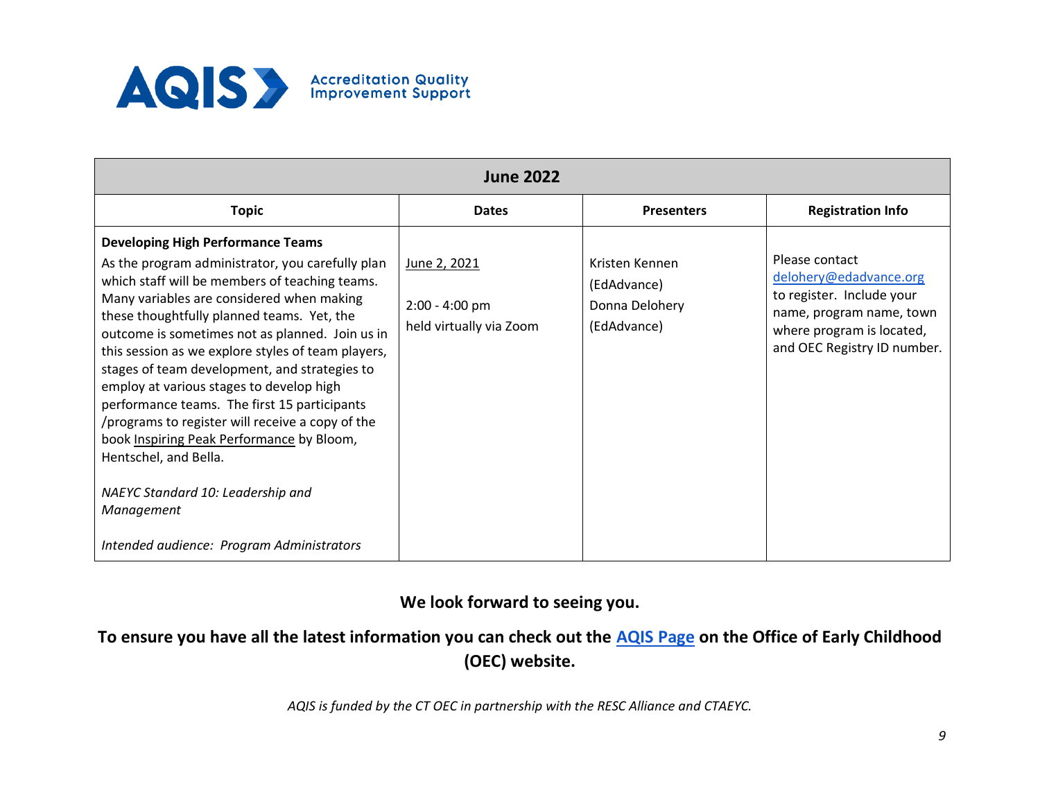**AQIS** Accreditation Quality Improvement Support

| June 2022 | | | |
|---|---|---|---|
| **Topic** | **Dates** | **Presenters** | **Registration Info** |
| **Developing High Performance Teams**<br>As the program administrator, you carefully plan which staff will be members of teaching teams. Many variables are considered when making these thoughtfully planned teams. Yet, the outcome is sometimes not as planned. Join us in this session as we explore styles of team players, stages of team development, and strategies to employ at various stages to develop high performance teams. The first 15 participants /programs to register will receive a copy of the book Inspiring Peak Performance by Bloom, Hentschel, and Bella.<br><br>*NAEYC Standard 10: Leadership and Management*<br><br>*Intended audience: Program Administrators* | June 2, 2021<br><br>2:00 - 4:00 pm<br>held virtually via Zoom | Kristen Kennen (EdAdvance)<br>Donna Delohery (EdAdvance) | Please contact delohery@edadvance.org to register. Include your name, program name, town where program is located, and OEC Registry ID number. |

**We look forward to seeing you.**

**To ensure you have all the latest information you can check out the AQIS Page on the Office of Early Childhood (OEC) website.**

*AQIS is funded by the CT OEC in partnership with the RESC Alliance and CTAEYC.*